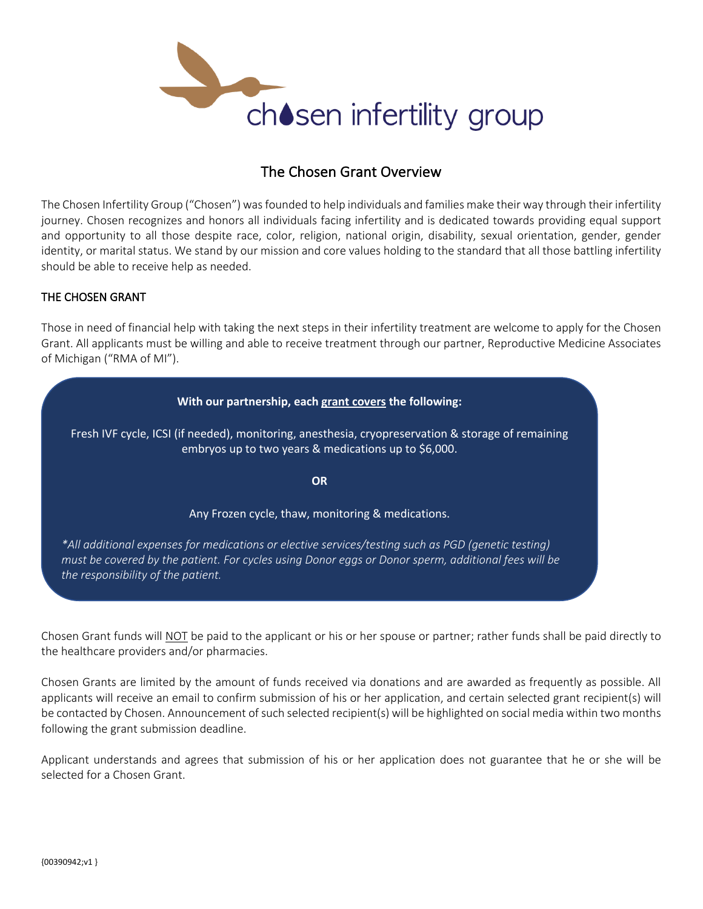chosen infertility group

# The Chosen Grant Overview

The Chosen Infertility Group ("Chosen") was founded to help individuals and families make their way through their infertility journey. Chosen recognizes and honors all individuals facing infertility and is dedicated towards providing equal support and opportunity to all those despite race, color, religion, national origin, disability, sexual orientation, gender, gender identity, or marital status. We stand by our mission and core values holding to the standard that all those battling infertility should be able to receive help as needed.

## THE CHOSEN GRANT

Those in need of financial help with taking the next steps in their infertility treatment are welcome to apply for the Chosen Grant. All applicants must be willing and able to receive treatment through our partner, Reproductive Medicine Associates of Michigan ("RMA of MI").

**With our partnership, each grant covers the following:**

Fresh IVF cycle, ICSI (if needed), monitoring, anesthesia, cryopreservation & storage of remaining embryos up to two years & medications up to $6,000.

**OR**

Any Frozen cycle, thaw, monitoring & medications.

*\*All additional expenses for medications or elective services/testing such as PGD (genetic testing) must be covered by the patient. For cycles using Donor eggs or Donor sperm, additional fees will be the responsibility of the patient.*

Chosen Grant funds will NOT be paid to the applicant or his or her spouse or partner; rather funds shall be paid directly to the healthcare providers and/or pharmacies.

Chosen Grants are limited by the amount of funds received via donations and are awarded as frequently as possible. All applicants will receive an email to confirm submission of his or her application, and certain selected grant recipient(s) will be contacted by Chosen. Announcement of such selected recipient(s) will be highlighted on social media within two months following the grant submission deadline.

Applicant understands and agrees that submission of his or her application does not guarantee that he or she will be selected for a Chosen Grant.

{00390942;v1 }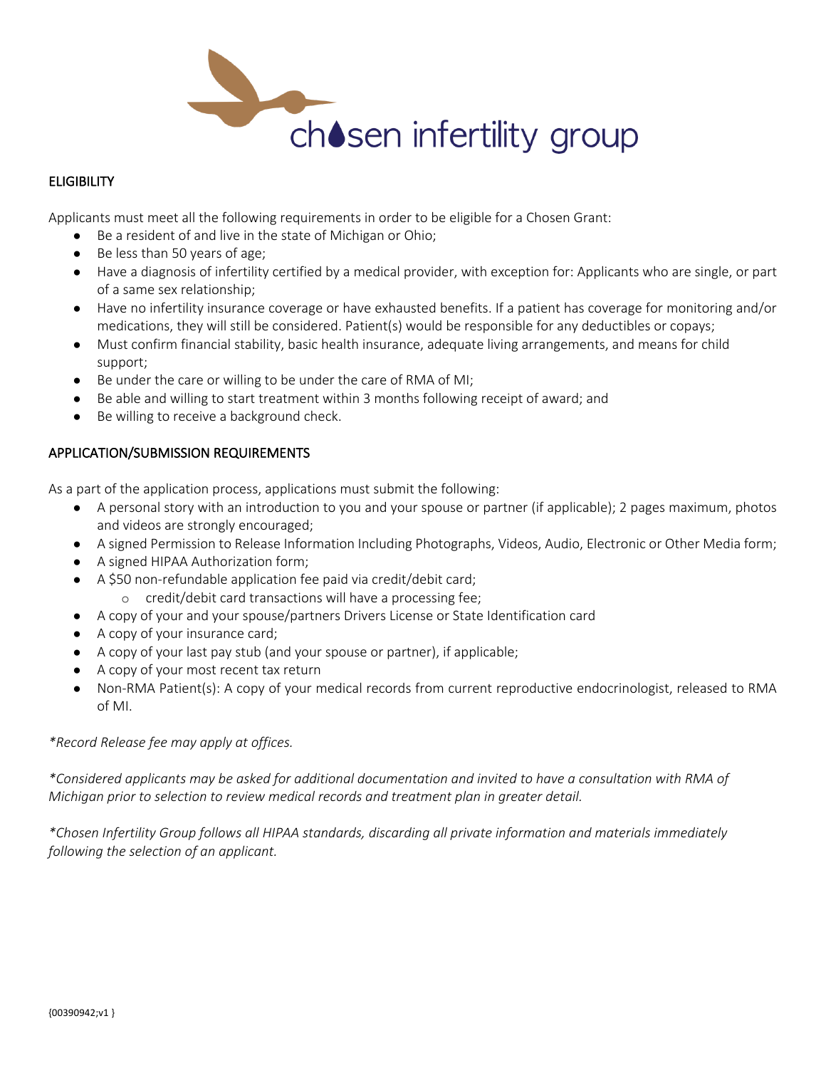chosen infertility group

## ELIGIBILITY

Applicants must meet all the following requirements in order to be eligible for a Chosen Grant:

- Be a resident of and live in the state of Michigan or Ohio;
- Be less than 50 years of age;
- Have a diagnosis of infertility certified by a medical provider, with exception for: Applicants who are single, or part of a same sex relationship;
- Have no infertility insurance coverage or have exhausted benefits. If a patient has coverage for monitoring and/or medications, they will still be considered. Patient(s) would be responsible for any deductibles or copays;
- Must confirm financial stability, basic health insurance, adequate living arrangements, and means for child support;
- Be under the care or willing to be under the care of RMA of MI;
- Be able and willing to start treatment within 3 months following receipt of award; and
- Be willing to receive a background check.

## APPLICATION/SUBMISSION REQUIREMENTS

As a part of the application process, applications must submit the following:

- A personal story with an introduction to you and your spouse or partner (if applicable); 2 pages maximum, photos and videos are strongly encouraged;
- A signed Permission to Release Information Including Photographs, Videos, Audio, Electronic or Other Media form;
- A signed HIPAA Authorization form;
- A $50 non-refundable application fee paid via credit/debit card;
  - credit/debit card transactions will have a processing fee;
- A copy of your and your spouse/partners Drivers License or State Identification card
- A copy of your insurance card;
- A copy of your last pay stub (and your spouse or partner), if applicable;
- A copy of your most recent tax return
- Non-RMA Patient(s): A copy of your medical records from current reproductive endocrinologist, released to RMA of MI.

*\*Record Release fee may apply at offices.*

*\*Considered applicants may be asked for additional documentation and invited to have a consultation with RMA of Michigan prior to selection to review medical records and treatment plan in greater detail.*

*\*Chosen Infertility Group follows all HIPAA standards, discarding all private information and materials immediately following the selection of an applicant.*

{00390942;v1 }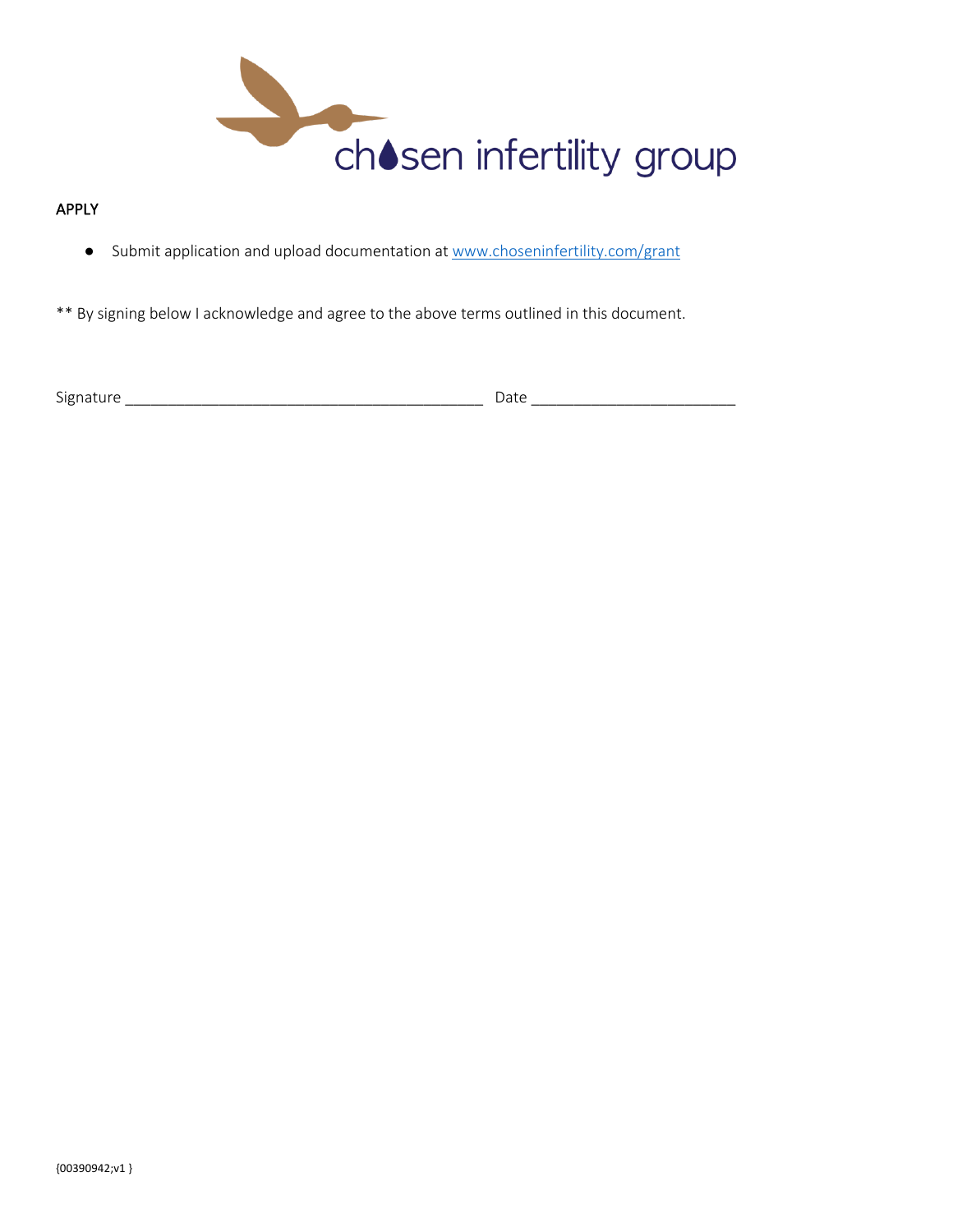chosen infertility group

APPLY

- Submit application and upload documentation at [www.choseninfertility.com/grant](http://www.choseninfertility.com/grant)

** By signing below I acknowledge and agree to the above terms outlined in this document.

Signature ___________________________________________ Date ________________________

{00390942;v1 }